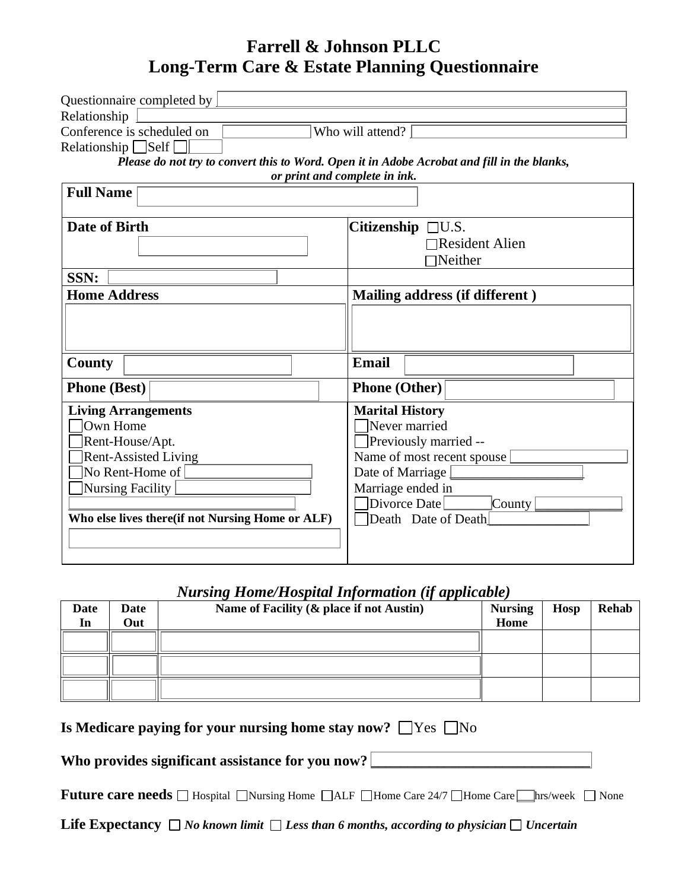# Farrell & Johnson PLLC
# Long-Term Care & Estate Planning Questionnaire

Questionnaire completed by ______________________

Relationship ______________________

Conference is scheduled on ____________ Who will attend? ______________________

Relationship ☐ Self ☐ ______

***Please do not try to convert this to Word. Open it in Adobe Acrobat and fill in the blanks, or print and complete in ink.***

| | |
|---|---|
| **Full Name** ______________________ | |
| **Date of Birth** ______________________ | **Citizenship** ☐ U.S. ☐ Resident Alien ☐ Neither |
| **SSN:** ______________________ | |
| **Home Address** ______________________ | **Mailing address (if different )** ______________________ |
| **County** ______________________ | **Email** ______________________ |
| **Phone (Best)** ______________________ | **Phone (Other)** ______________________ |
| **Living Arrangements**<br>☐ Own Home<br>☐ Rent-House/Apt.<br>☐ Rent-Assisted Living<br>☐ No Rent-Home of ______________<br>☐ Nursing Facility ______________<br>______________________<br>**Who else lives there(if not Nursing Home or ALF)**<br>______________________ | **Marital History**<br>☐ Never married<br>☐ Previously married --<br>Name of most recent spouse ______________<br>Date of Marriage ______________<br>Marriage ended in<br>☐ Divorce Date ________ County ________<br>☐ Death Date of Death ______________ |

## *Nursing Home/Hospital Information (if applicable)*

| Date In | Date Out | Name of Facility (& place if not Austin) | Nursing Home | Hosp | Rehab |
|---|---|---|---|---|---|
| | | | | | |
| | | | | | |
| | | | | | |

**Is Medicare paying for your nursing home stay now?** ☐ Yes ☐ No

**Who provides significant assistance for you now?** ______________________________

**Future care needs** ☐ Hospital ☐ Nursing Home ☐ ALF ☐ Home Care 24/7 ☐ Home Care ___ hrs/week ☐ None

**Life Expectancy** ☐ ***No known limit*** ☐ ***Less than 6 months, according to physician*** ☐ ***Uncertain***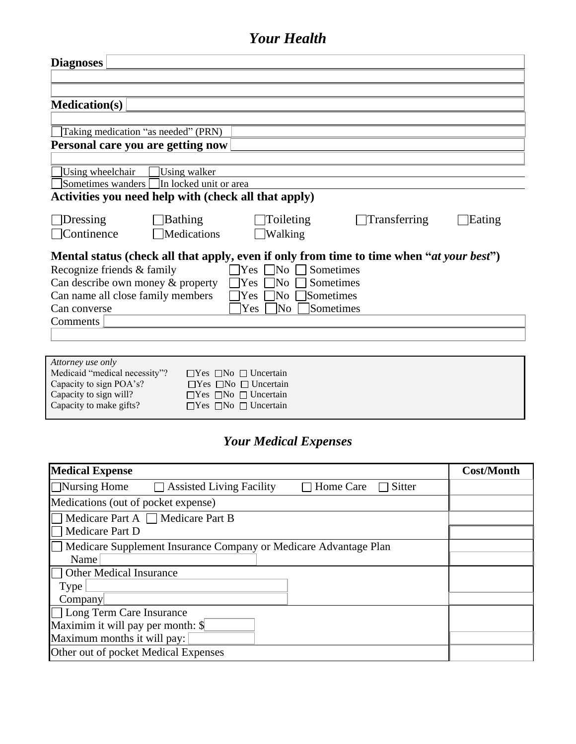# *Your Health*

**Diagnoses** \_\_\_\_\_\_\_\_\_\_\_\_\_\_\_\_\_\_\_\_\_\_\_\_\_\_\_\_\_\_\_\_\_\_\_\_\_\_\_\_

**Medication(s)** \_\_\_\_\_\_\_\_\_\_\_\_\_\_\_\_\_\_\_\_\_\_\_\_\_\_\_\_\_\_\_\_\_\_\_\_\_\_\_\_

☐ Taking medication "as needed" (PRN)

**Personal care you are getting now** \_\_\_\_\_\_\_\_\_\_\_\_\_\_\_\_\_\_\_\_\_\_\_\_\_\_\_\_\_\_

☐ Using wheelchair ☐ Using walker

☐ Sometimes wanders ☐ In locked unit or area

**Activities you need help with (check all that apply)**

☐ Dressing ☐ Bathing ☐ Toileting ☐ Transferring ☐ Eating

☐ Continence ☐ Medications ☐ Walking

**Mental status (check all that apply, even if only from time to time when "*at your best*")**

| | | | |
|---|---|---|---|
| Recognize friends & family | ☐ Yes | ☐ No | ☐ Sometimes |
| Can describe own money & property | ☐ Yes | ☐ No | ☐ Sometimes |
| Can name all close family members | ☐ Yes | ☐ No | ☐ Sometimes |
| Can converse | ☐ Yes | ☐ No | ☐ Sometimes |

Comments \_\_\_\_\_\_\_\_\_\_\_\_\_\_\_\_\_\_\_\_\_\_\_\_\_\_\_\_\_\_\_\_\_\_\_\_\_\_\_\_

*Attorney use only*

| | | | |
|---|---|---|---|
| Medicaid "medical necessity"? | ☐ Yes | ☐ No | ☐ Uncertain |
| Capacity to sign POA's? | ☐ Yes | ☐ No | ☐ Uncertain |
| Capacity to sign will? | ☐ Yes | ☐ No | ☐ Uncertain |
| Capacity to make gifts? | ☐ Yes | ☐ No | ☐ Uncertain |

# *Your Medical Expenses*

| **Medical Expense** | **Cost/Month** |
|---|---|
| ☐ Nursing Home ☐ Assisted Living Facility ☐ Home Care ☐ Sitter | |
| Medications (out of pocket expense) | |
| ☐ Medicare Part A ☐ Medicare Part B | |
| ☐ Medicare Part D | |
| ☐ Medicare Supplement Insurance Company or Medicare Advantage Plan | |
| Name | |
| ☐ Other Medical Insurance | |
| Type | |
| Company | |
| ☐ Long Term Care Insurance | |
| Maximim it will pay per month: $ | |
| Maximum months it will pay: | |
| Other out of pocket Medical Expenses | |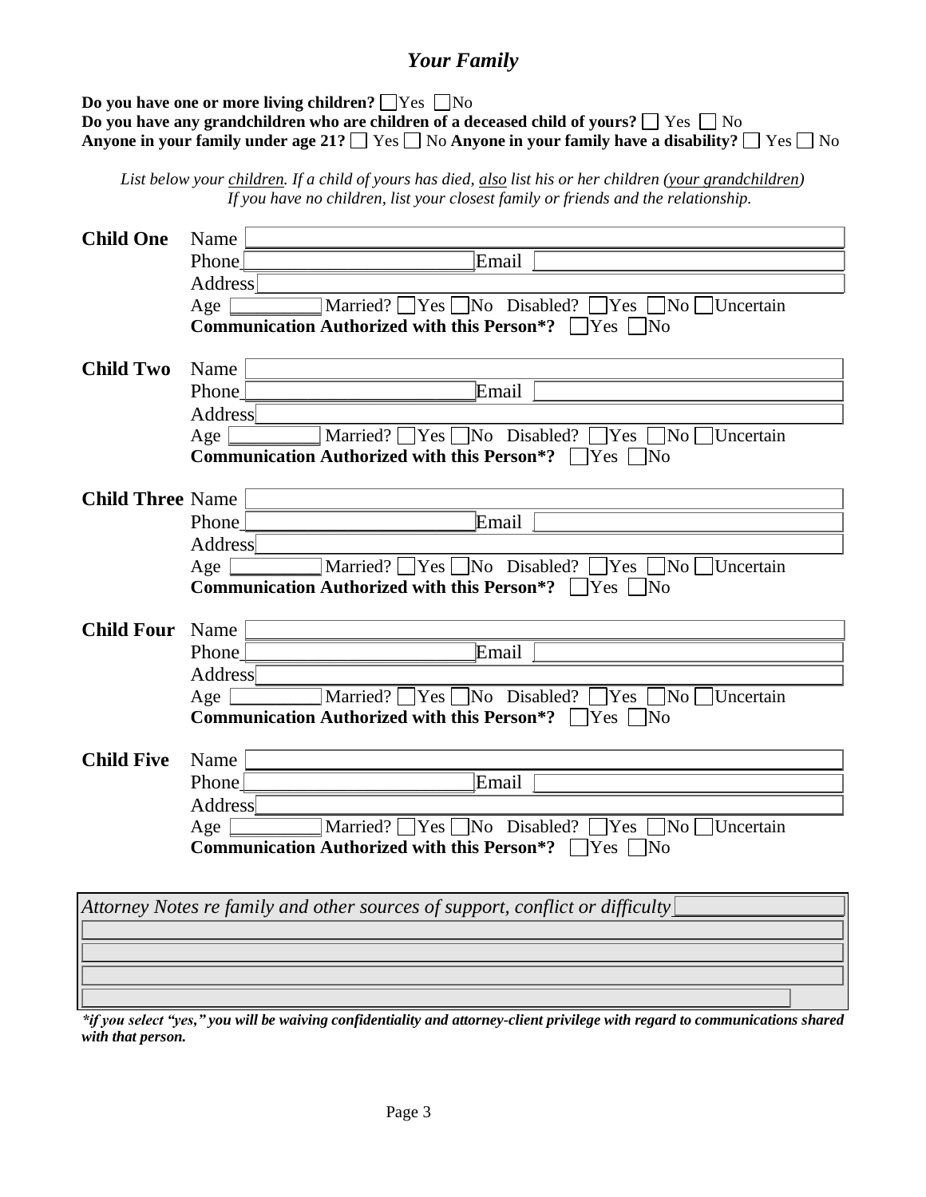## *Your Family*

**Do you have one or more living children?** ☐ Yes ☐ No
**Do you have any grandchildren who are children of a deceased child of yours?** ☐ Yes ☐ No
**Anyone in your family under age 21?** ☐ Yes ☐ No **Anyone in your family have a disability?** ☐ Yes ☐ No

*List below your children. If a child of yours has died, also list his or her children (your grandchildren)*
*If you have no children, list your closest family or friends and the relationship.*

**Child One**
Name ______________________________
Phone ______________________________ Email ______________________________
Address ______________________________
Age __________ Married? ☐ Yes ☐ No Disabled? ☐ Yes ☐ No ☐ Uncertain
**Communication Authorized with this Person*?** ☐ Yes ☐ No

**Child Two**
Name ______________________________
Phone ______________________________ Email ______________________________
Address ______________________________
Age __________ Married? ☐ Yes ☐ No Disabled? ☐ Yes ☐ No ☐ Uncertain
**Communication Authorized with this Person*?** ☐ Yes ☐ No

**Child Three**
Name ______________________________
Phone ______________________________ Email ______________________________
Address ______________________________
Age __________ Married? ☐ Yes ☐ No Disabled? ☐ Yes ☐ No ☐ Uncertain
**Communication Authorized with this Person*?** ☐ Yes ☐ No

**Child Four**
Name ______________________________
Phone ______________________________ Email ______________________________
Address ______________________________
Age __________ Married? ☐ Yes ☐ No Disabled? ☐ Yes ☐ No ☐ Uncertain
**Communication Authorized with this Person*?** ☐ Yes ☐ No

**Child Five**
Name ______________________________
Phone ______________________________ Email ______________________________
Address ______________________________
Age __________ Married? ☐ Yes ☐ No Disabled? ☐ Yes ☐ No ☐ Uncertain
**Communication Authorized with this Person*?** ☐ Yes ☐ No

*Attorney Notes re family and other sources of support, conflict or difficulty* ______________________________

______________________________

______________________________

______________________________

______________________________

***if you select "yes," you will be waiving confidentiality and attorney-client privilege with regard to communications shared with that person.***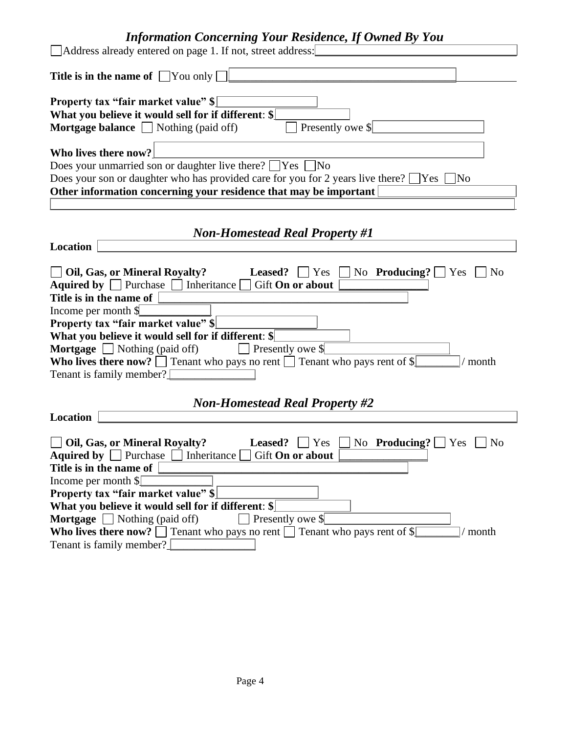## *Information Concerning Your Residence, If Owned By You*

☐ Address already entered on page 1. If not, street address: ____________________

**Title is in the name of** ☐ You only ☐ ____________________

**Property tax "fair market value" $** ____________________

**What you believe it would sell for if different**: **$** ____________________

**Mortgage balance** ☐ Nothing (paid off) ☐ Presently owe $ ____________________

**Who lives there now?** ____________________

Does your unmarried son or daughter live there? ☐ Yes ☐ No

Does your son or daughter who has provided care for you for 2 years live there? ☐ Yes ☐ No

**Other information concerning your residence that may be important** ____________________

____________________

## *Non-Homestead Real Property #1*

**Location** ____________________

☐ **Oil, Gas, or Mineral Royalty?** **Leased?** ☐ Yes ☐ No **Producing?** ☐ Yes ☐ No

**Aquired by** ☐ Purchase ☐ Inheritance ☐ Gift **On or about** ____________________

**Title is in the name of** ____________________

Income per month $ ____________________

**Property tax "fair market value" $** ____________________

**What you believe it would sell for if different**: **$** ____________________

**Mortgage** ☐ Nothing (paid off) ☐ Presently owe $ ____________________

**Who lives there now?** ☐ Tenant who pays no rent ☐ Tenant who pays rent of $ ________ / month

Tenant is family member? ____________________

## *Non-Homestead Real Property #2*

**Location** ____________________

☐ **Oil, Gas, or Mineral Royalty?** **Leased?** ☐ Yes ☐ No **Producing?** ☐ Yes ☐ No

**Aquired by** ☐ Purchase ☐ Inheritance ☐ Gift **On or about** ____________________

**Title is in the name of** ____________________

Income per month $ ____________________

**Property tax "fair market value" $** ____________________

**What you believe it would sell for if different**: **$** ____________________

**Mortgage** ☐ Nothing (paid off) ☐ Presently owe $ ____________________

**Who lives there now?** ☐ Tenant who pays no rent ☐ Tenant who pays rent of $ ________ / month

Tenant is family member? ____________________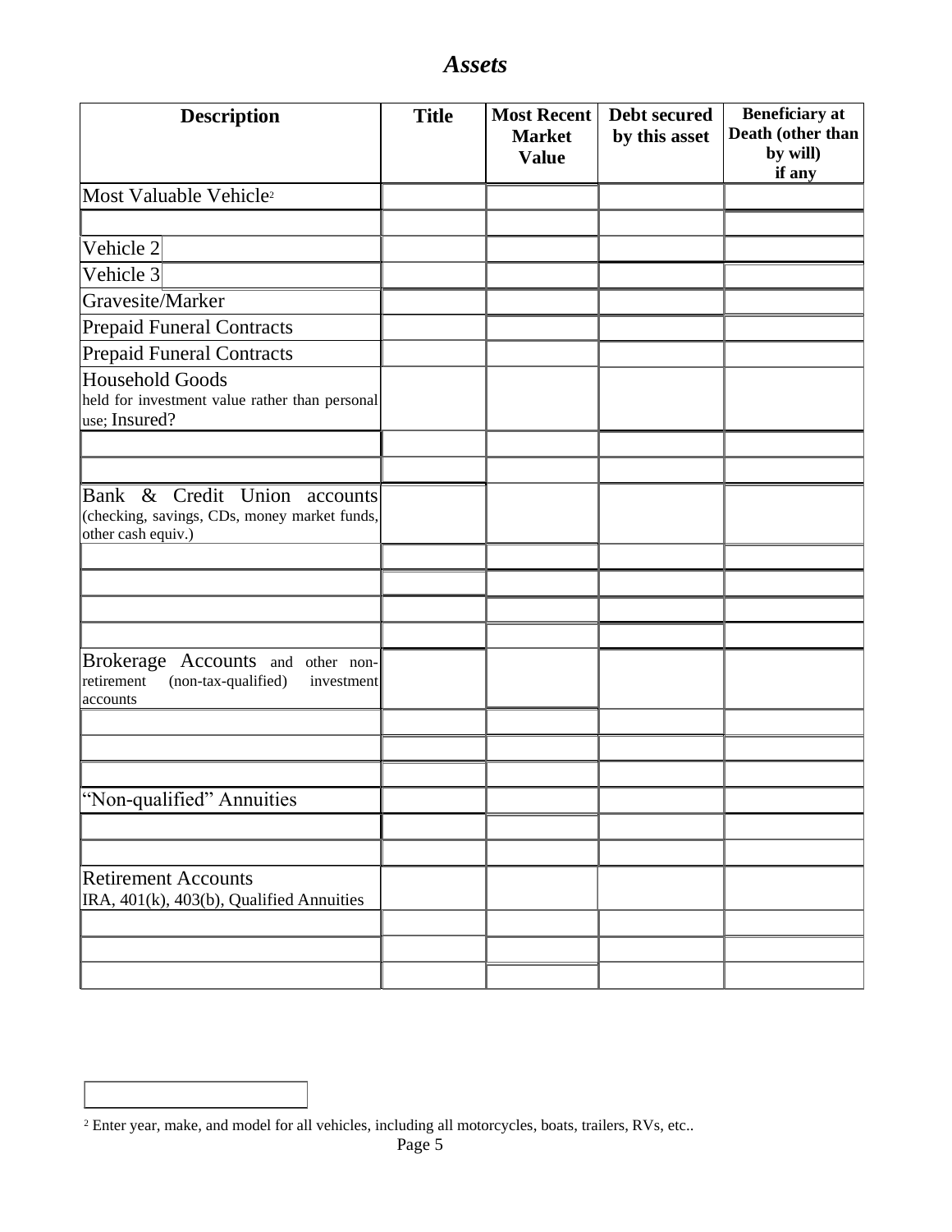## *Assets*

| Description | Title | Most Recent Market Value | Debt secured by this asset | Beneficiary at Death (other than by will) if any |
|---|---|---|---|---|
| Most Valuable Vehicle[2] | | | | |
| | | | | |
| Vehicle 2 | | | | |
| Vehicle 3 | | | | |
| Gravesite/Marker | | | | |
| Prepaid Funeral Contracts | | | | |
| Prepaid Funeral Contracts | | | | |
| Household Goods held for investment value rather than personal use; Insured? | | | | |
| | | | | |
| | | | | |
| Bank & Credit Union accounts (checking, savings, CDs, money market funds, other cash equiv.) | | | | |
| | | | | |
| | | | | |
| | | | | |
| | | | | |
| Brokerage Accounts and other non-retirement (non-tax-qualified) investment accounts | | | | |
| | | | | |
| | | | | |
| | | | | |
| "Non-qualified" Annuities | | | | |
| | | | | |
| | | | | |
| Retirement Accounts IRA, 401(k), 403(b), Qualified Annuities | | | | |
| | | | | |
| | | | | |
| | | | | |

[2] Enter year, make, and model for all vehicles, including all motorcycles, boats, trailers, RVs, etc..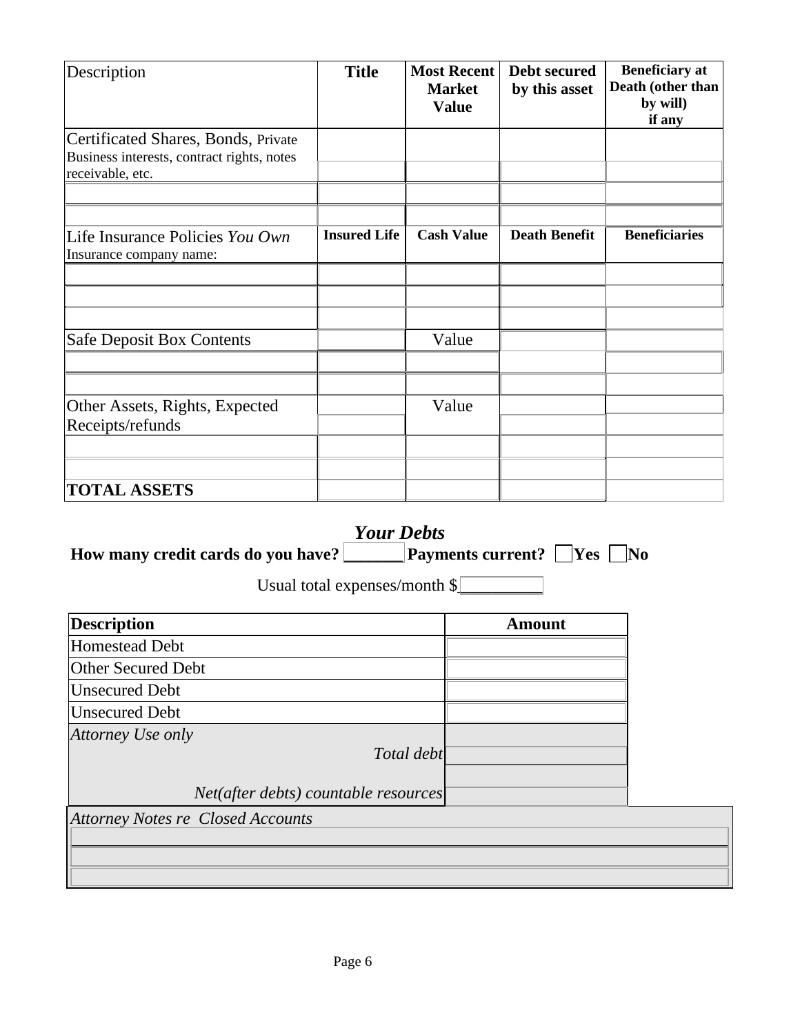| Description | Title | Most Recent Market Value | Debt secured by this asset | Beneficiary at Death (other than by will) if any |
|---|---|---|---|---|
| Certificated Shares, Bonds, Private Business interests, contract rights, notes receivable, etc. | | | | |
| | | | | |
| | | | | |
| Life Insurance Policies *You Own* Insurance company name: | **Insured Life** | **Cash Value** | **Death Benefit** | **Beneficiaries** |
| | | | | |
| | | | | |
| | | | | |
| Safe Deposit Box Contents | | Value | | |
| | | | | |
| | | | | |
| Other Assets, Rights, Expected Receipts/refunds | | Value | | |
| | | | | |
| | | | | |
| **TOTAL ASSETS** | | | | |

## *Your Debts*

**How many credit cards do you have?** _______ **Payments current?** ☐ **Yes** ☐ **No**

Usual total expenses/month $__________

| **Description** | **Amount** |
|---|---|
| Homestead Debt | |
| Other Secured Debt | |
| Unsecured Debt | |
| Unsecured Debt | |
| *Attorney Use only* *Total debt* | |
| *Net(after debts) countable resources* | |

| *Attorney Notes re Closed Accounts* |
|---|
| |
| |
| |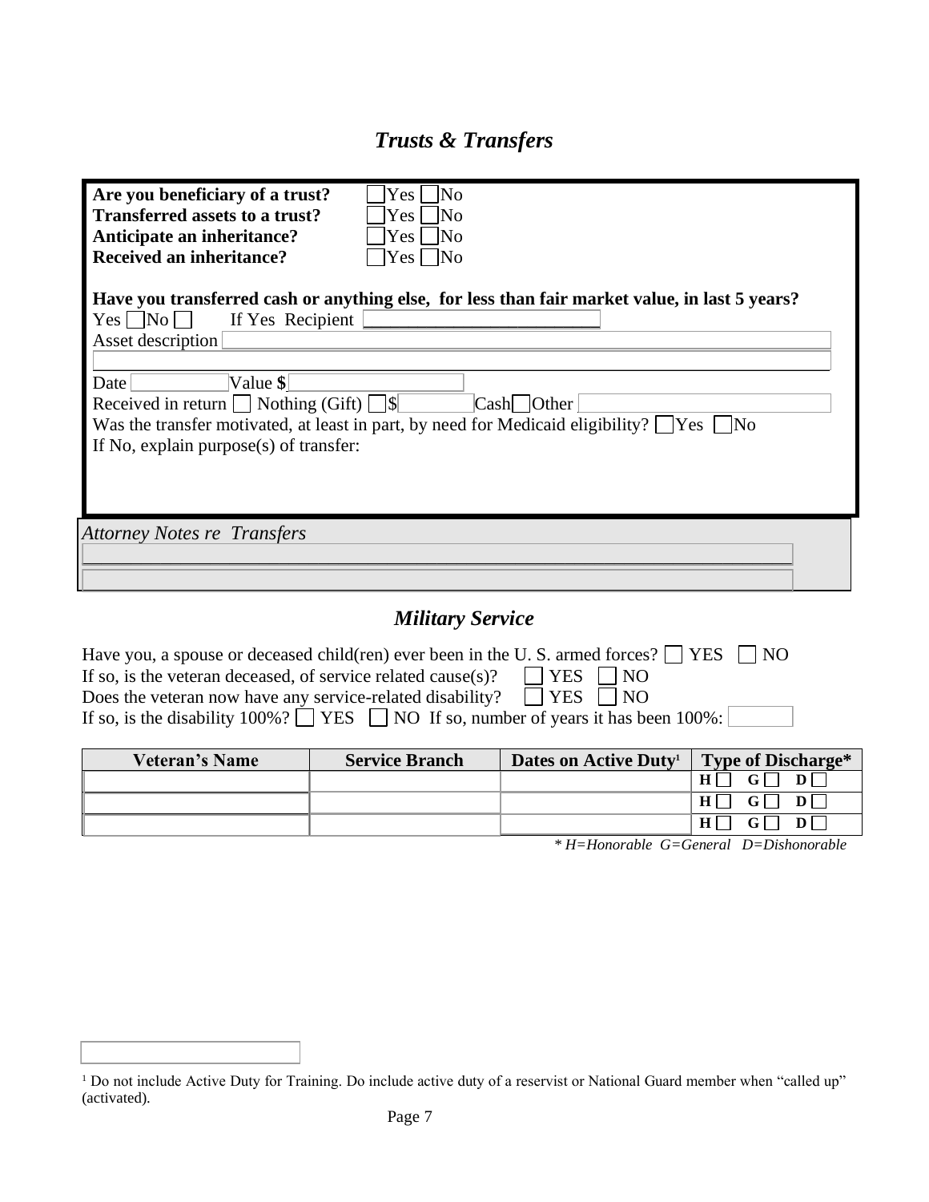## *Trusts & Transfers*

**Are you beneficiary of a trust?** Yes ☐ No ☐
**Transferred assets to a trust?** Yes ☐ No ☐
**Anticipate an inheritance?** Yes ☐ No ☐
**Received an inheritance?** Yes ☐ No ☐

**Have you transferred cash or anything else, for less than fair market value, in last 5 years?**

Yes ☐ No ☐ If Yes Recipient ______________________

Asset description ______________________

Date __________ Value $ __________

Received in return ☐ Nothing (Gift) ☐ $ ______ Cash ☐ Other ______

Was the transfer motivated, at least in part, by need for Medicaid eligibility? ☐ Yes ☐ No

If No, explain purpose(s) of transfer:

*Attorney Notes re Transfers*

## *Military Service*

Have you, a spouse or deceased child(ren) ever been in the U. S. armed forces? ☐ YES ☐ NO

If so, is the veteran deceased, of service related cause(s)? ☐ YES ☐ NO

Does the veteran now have any service-related disability? ☐ YES ☐ NO

If so, is the disability 100%? ☐ YES ☐ NO If so, number of years it has been 100%: ______

| Veteran's Name | Service Branch | Dates on Active Duty[1] | Type of Discharge* |
|---|---|---|---|
| | | | H ☐ G ☐ D ☐ |
| | | | H ☐ G ☐ D ☐ |
| | | | H ☐ G ☐ D ☐ |

*\* H=Honorable G=General D=Dishonorable*

[1] Do not include Active Duty for Training. Do include active duty of a reservist or National Guard member when "called up" (activated).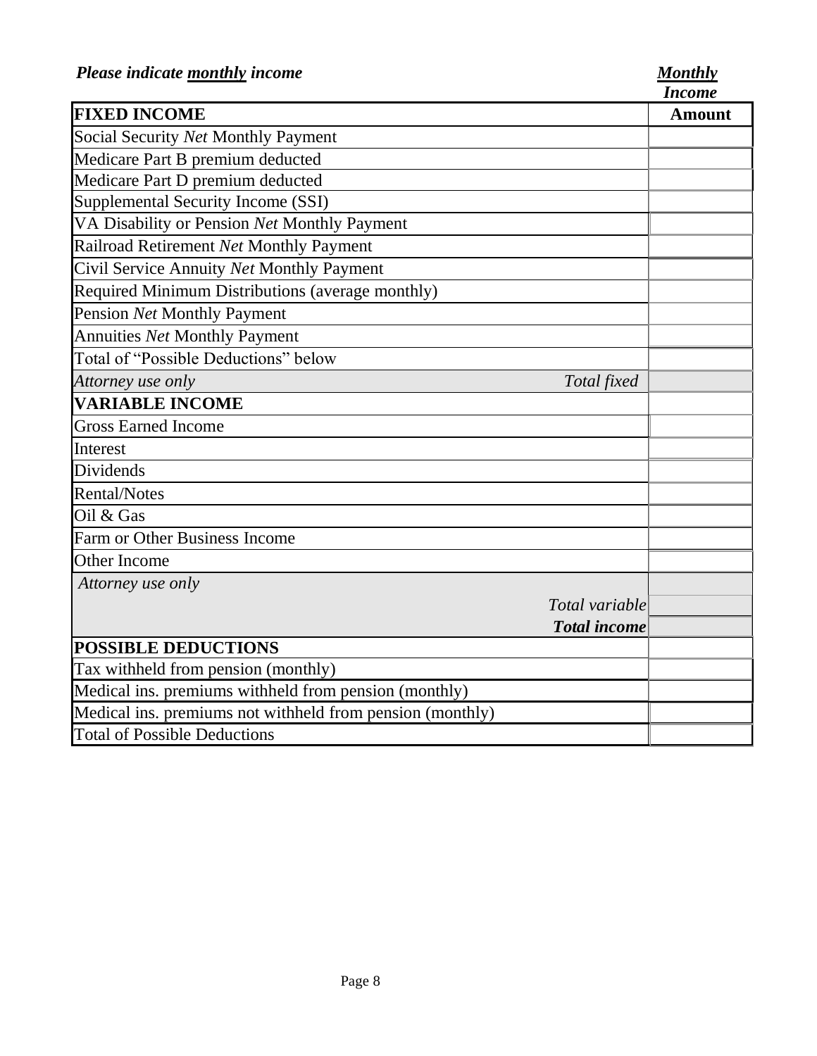***Please indicate <u>monthly</u> income***

| **FIXED INCOME** | ***<u>Monthly</u> Income* Amount** |
|---|---|
| Social Security *Net* Monthly Payment | |
| Medicare Part B premium deducted | |
| Medicare Part D premium deducted | |
| Supplemental Security Income (SSI) | |
| VA Disability or Pension *Net* Monthly Payment | |
| Railroad Retirement *Net* Monthly Payment | |
| Civil Service Annuity *Net* Monthly Payment | |
| Required Minimum Distributions (average monthly) | |
| Pension *Net* Monthly Payment | |
| Annuities *Net* Monthly Payment | |
| Total of "Possible Deductions" below | |
| *Attorney use only* *Total fixed* | |
| **VARIABLE INCOME** | |
| Gross Earned Income | |
| Interest | |
| Dividends | |
| Rental/Notes | |
| Oil & Gas | |
| Farm or Other Business Income | |
| Other Income | |
| *Attorney use only* | |
| *Total variable* | |
| ***Total income*** | |
| **POSSIBLE DEDUCTIONS** | |
| Tax withheld from pension (monthly) | |
| Medical ins. premiums withheld from pension (monthly) | |
| Medical ins. premiums not withheld from pension (monthly) | |
| Total of Possible Deductions | |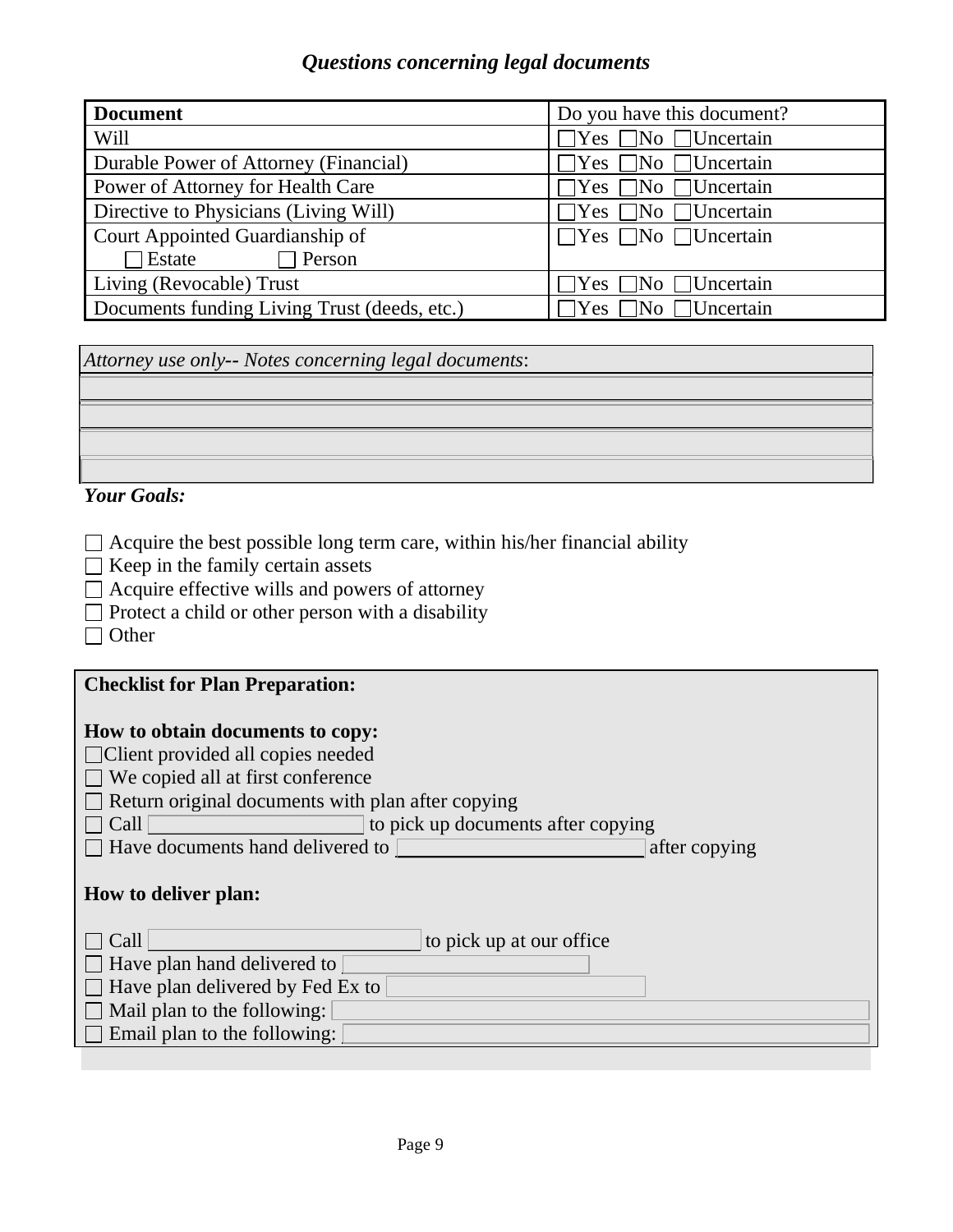### *Questions concerning legal documents*

| **Document** | Do you have this document? |
|---|---|
| Will | ☐Yes ☐No ☐Uncertain |
| Durable Power of Attorney (Financial) | ☐Yes ☐No ☐Uncertain |
| Power of Attorney for Health Care | ☐Yes ☐No ☐Uncertain |
| Directive to Physicians (Living Will) | ☐Yes ☐No ☐Uncertain |
| Court Appointed Guardianship of ☐ Estate ☐ Person | ☐Yes ☐No ☐Uncertain |
| Living (Revocable) Trust | ☐Yes ☐No ☐Uncertain |
| Documents funding Living Trust (deeds, etc.) | ☐Yes ☐No ☐Uncertain |

*Attorney use only-- Notes concerning legal documents*:

***Your Goals:***

☐ Acquire the best possible long term care, within his/her financial ability
☐ Keep in the family certain assets
☐ Acquire effective wills and powers of attorney
☐ Protect a child or other person with a disability
☐ Other

**Checklist for Plan Preparation:**

**How to obtain documents to copy:**

☐Client provided all copies needed
☐ We copied all at first conference
☐ Return original documents with plan after copying
☐ Call ____________________ to pick up documents after copying
☐ Have documents hand delivered to ____________________ after copying

**How to deliver plan:**

☐ Call ____________________ to pick up at our office
☐ Have plan hand delivered to ____________________
☐ Have plan delivered by Fed Ex to ____________________
☐ Mail plan to the following: ____________________
☐ Email plan to the following: ____________________